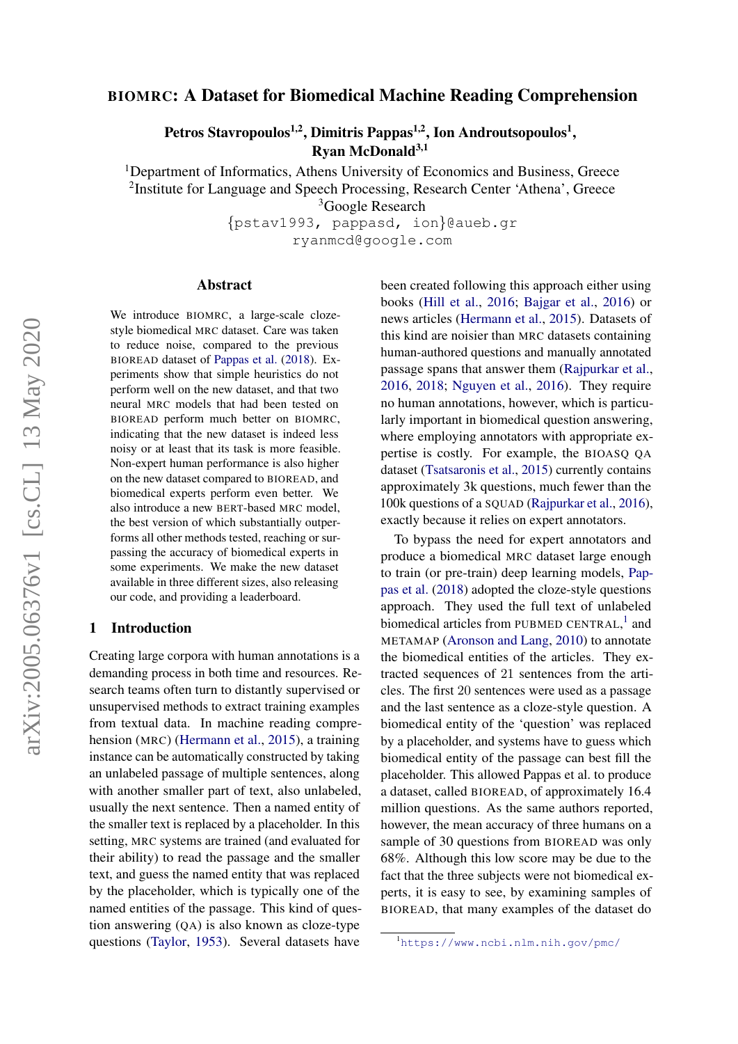# BIOMRC: A Dataset for Biomedical Machine Reading Comprehension

**Petros Stavropoulos[1,2], Dimitris Pappas[1,2], Ion Androutsopoulos[1], Ryan McDonald[3,1]**

[1]Department of Informatics, Athens University of Economics and Business, Greece
[2]Institute for Language and Speech Processing, Research Center 'Athena', Greece
[3]Google Research

{pstav1993, pappasd, ion}@aueb.gr
ryanmcd@google.com

## Abstract

We introduce BIOMRC, a large-scale cloze-style biomedical MRC dataset. Care was taken to reduce noise, compared to the previous BIOREAD dataset of Pappas et al. (2018). Experiments show that simple heuristics do not perform well on the new dataset, and that two neural MRC models that had been tested on BIOREAD perform much better on BIOMRC, indicating that the new dataset is indeed less noisy or at least that its task is more feasible. Non-expert human performance is also higher on the new dataset compared to BIOREAD, and biomedical experts perform even better. We also introduce a new BERT-based MRC model, the best version of which substantially outperforms all other methods tested, reaching or surpassing the accuracy of biomedical experts in some experiments. We make the new dataset available in three different sizes, also releasing our code, and providing a leaderboard.

## 1 Introduction

Creating large corpora with human annotations is a demanding process in both time and resources. Research teams often turn to distantly supervised or unsupervised methods to extract training examples from textual data. In machine reading comprehension (MRC) (Hermann et al., 2015), a training instance can be automatically constructed by taking an unlabeled passage of multiple sentences, along with another smaller part of text, also unlabeled, usually the next sentence. Then a named entity of the smaller text is replaced by a placeholder. In this setting, MRC systems are trained (and evaluated for their ability) to read the passage and the smaller text, and guess the named entity that was replaced by the placeholder, which is typically one of the named entities of the passage. This kind of question answering (QA) is also known as cloze-type questions (Taylor, 1953). Several datasets have been created following this approach either using books (Hill et al., 2016; Bajgar et al., 2016) or news articles (Hermann et al., 2015). Datasets of this kind are noisier than MRC datasets containing human-authored questions and manually annotated passage spans that answer them (Rajpurkar et al., 2016, 2018; Nguyen et al., 2016). They require no human annotations, however, which is particularly important in biomedical question answering, where employing annotators with appropriate expertise is costly. For example, the BIOASQ QA dataset (Tsatsaronis et al., 2015) currently contains approximately 3k questions, much fewer than the 100k questions of a SQUAD (Rajpurkar et al., 2016), exactly because it relies on expert annotators.

To bypass the need for expert annotators and produce a biomedical MRC dataset large enough to train (or pre-train) deep learning models, Pappas et al. (2018) adopted the cloze-style questions approach. They used the full text of unlabeled biomedical articles from PUBMED CENTRAL,[1] and METAMAP (Aronson and Lang, 2010) to annotate the biomedical entities of the articles. They extracted sequences of 21 sentences from the articles. The first 20 sentences were used as a passage and the last sentence as a cloze-style question. A biomedical entity of the 'question' was replaced by a placeholder, and systems have to guess which biomedical entity of the passage can best fill the placeholder. This allowed Pappas et al. to produce a dataset, called BIOREAD, of approximately 16.4 million questions. As the same authors reported, however, the mean accuracy of three humans on a sample of 30 questions from BIOREAD was only 68%. Although this low score may be due to the fact that the three subjects were not biomedical experts, it is easy to see, by examining samples of BIOREAD, that many examples of the dataset do

[1]https://www.ncbi.nlm.nih.gov/pmc/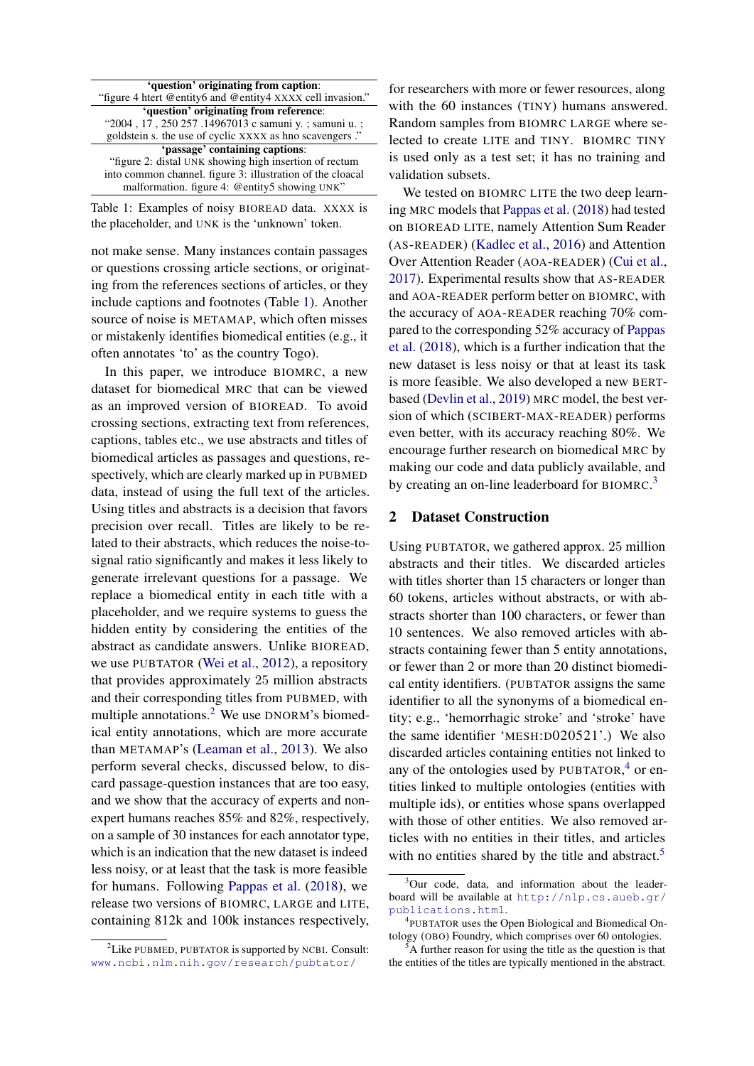| **'question' originating from caption**: |
|---|
| "figure 4 htert @entity6 and @entity4 XXXX cell invasion." |
| **'question' originating from reference**: |
| "2004 , 17 , 250 257 .14967013 c samuni y. ; samuni u. ; goldstein s. the use of cyclic XXXX as hno scavengers ." |
| **'passage' containing captions**: |
| "figure 2: distal UNK showing high insertion of rectum into common channel. figure 3: illustration of the cloacal malformation. figure 4: @entity5 showing UNK" |

Table 1: Examples of noisy BIOREAD data. XXXX is the placeholder, and UNK is the 'unknown' token.

not make sense. Many instances contain passages or questions crossing article sections, or originating from the references sections of articles, or they include captions and footnotes (Table 1). Another source of noise is METAMAP, which often misses or mistakenly identifies biomedical entities (e.g., it often annotates 'to' as the country Togo).

In this paper, we introduce BIOMRC, a new dataset for biomedical MRC that can be viewed as an improved version of BIOREAD. To avoid crossing sections, extracting text from references, captions, tables etc., we use abstracts and titles of biomedical articles as passages and questions, respectively, which are clearly marked up in PUBMED data, instead of using the full text of the articles. Using titles and abstracts is a decision that favors precision over recall. Titles are likely to be related to their abstracts, which reduces the noise-to-signal ratio significantly and makes it less likely to generate irrelevant questions for a passage. We replace a biomedical entity in each title with a placeholder, and we require systems to guess the hidden entity by considering the entities of the abstract as candidate answers. Unlike BIOREAD, we use PUBTATOR (Wei et al., 2012), a repository that provides approximately 25 million abstracts and their corresponding titles from PUBMED, with multiple annotations.[2] We use DNORM's biomedical entity annotations, which are more accurate than METAMAP's (Leaman et al., 2013). We also perform several checks, discussed below, to discard passage-question instances that are too easy, and we show that the accuracy of experts and non-expert humans reaches 85% and 82%, respectively, on a sample of 30 instances for each annotator type, which is an indication that the new dataset is indeed less noisy, or at least that the task is more feasible for humans. Following Pappas et al. (2018), we release two versions of BIOMRC, LARGE and LITE, containing 812k and 100k instances respectively, for researchers with more or fewer resources, along with the 60 instances (TINY) humans answered. Random samples from BIOMRC LARGE where selected to create LITE and TINY. BIOMRC TINY is used only as a test set; it has no training and validation subsets.

We tested on BIOMRC LITE the two deep learning MRC models that Pappas et al. (2018) had tested on BIOREAD LITE, namely Attention Sum Reader (AS-READER) (Kadlec et al., 2016) and Attention Over Attention Reader (AOA-READER) (Cui et al., 2017). Experimental results show that AS-READER and AOA-READER perform better on BIOMRC, with the accuracy of AOA-READER reaching 70% compared to the corresponding 52% accuracy of Pappas et al. (2018), which is a further indication that the new dataset is less noisy or that at least its task is more feasible. We also developed a new BERT-based (Devlin et al., 2019) MRC model, the best version of which (SCIBERT-MAX-READER) performs even better, with its accuracy reaching 80%. We encourage further research on biomedical MRC by making our code and data publicly available, and by creating an on-line leaderboard for BIOMRC.[3]

## 2 Dataset Construction

Using PUBTATOR, we gathered approx. 25 million abstracts and their titles. We discarded articles with titles shorter than 15 characters or longer than 60 tokens, articles without abstracts, or with abstracts shorter than 100 characters, or fewer than 10 sentences. We also removed articles with abstracts containing fewer than 5 entity annotations, or fewer than 2 or more than 20 distinct biomedical entity identifiers. (PUBTATOR assigns the same identifier to all the synonyms of a biomedical entity; e.g., 'hemorrhagic stroke' and 'stroke' have the same identifier 'MESH:D020521'.) We also discarded articles containing entities not linked to any of the ontologies used by PUBTATOR,[4] or entities linked to multiple ontologies (entities with multiple ids), or entities whose spans overlapped with those of other entities. We also removed articles with no entities in their titles, and articles with no entities shared by the title and abstract.[5]

[2] Like PUBMED, PUBTATOR is supported by NCBI. Consult: www.ncbi.nlm.nih.gov/research/pubtator/

[3] Our code, data, and information about the leaderboard will be available at http://nlp.cs.aueb.gr/publications.html.

[4] PUBTATOR uses the Open Biological and Biomedical Ontology (OBO) Foundry, which comprises over 60 ontologies.

[5] A further reason for using the title as the question is that the entities of the titles are typically mentioned in the abstract.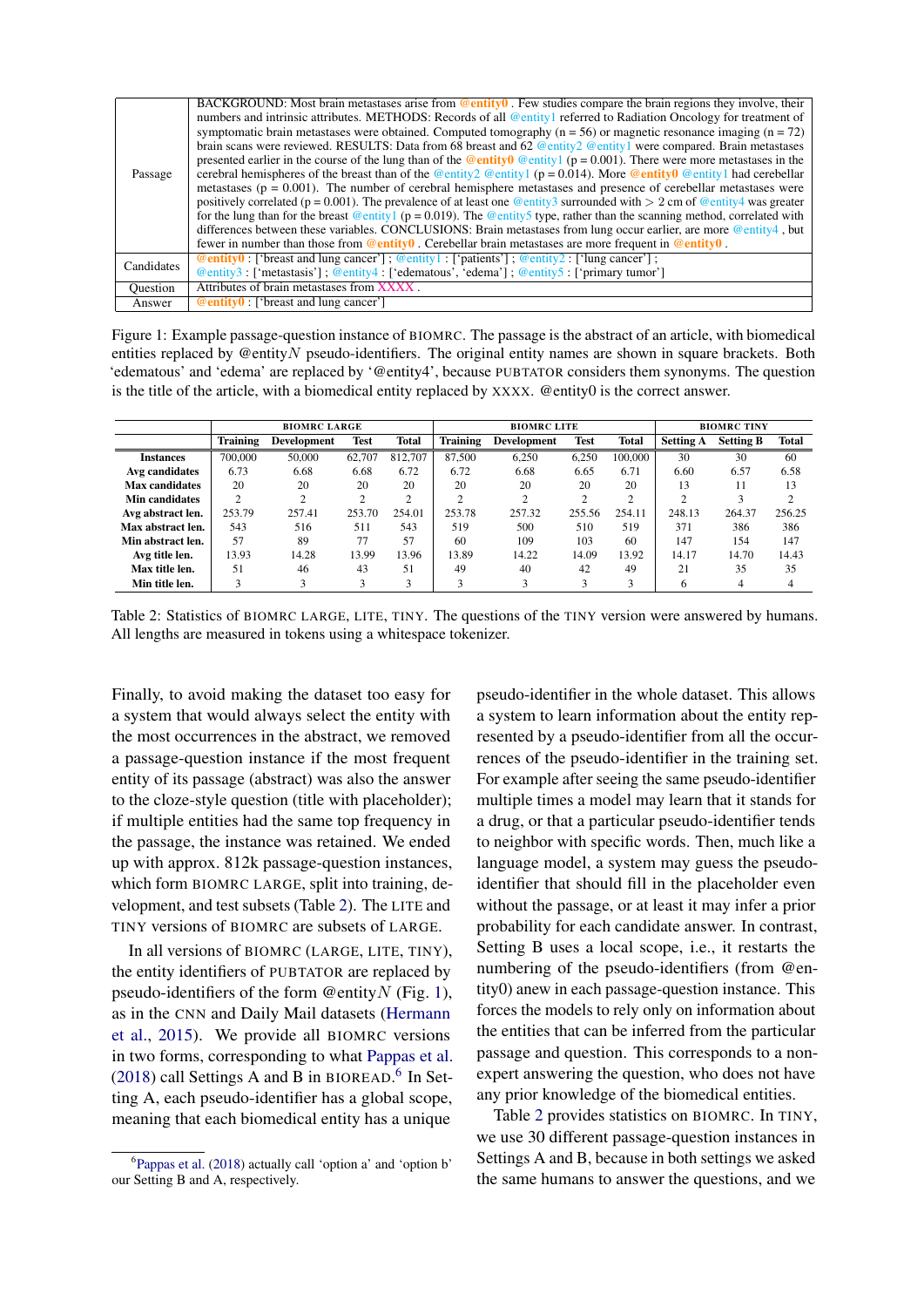| Passage | BACKGROUND: Most brain metastases arise from @entity0 . Few studies compare the brain regions they involve, their numbers and intrinsic attributes. METHODS: Records of all @entity1 referred to Radiation Oncology for treatment of symptomatic brain metastases were obtained. Computed tomography (n = 56) or magnetic resonance imaging (n = 72) brain scans were reviewed. RESULTS: Data from 68 breast and 62 @entity2 @entity1 were compared. Brain metastases presented earlier in the course of the lung than of the @entity0 @entity1 (p = 0.001). There were more metastases in the cerebral hemispheres of the breast than of the @entity2 @entity1 (p = 0.014). More @entity0 @entity1 had cerebellar metastases (p = 0.001). The number of cerebral hemisphere metastases and presence of cerebellar metastases were positively correlated (p = 0.001). The prevalence of at least one @entity3 surrounded with > 2 cm of @entity4 was greater for the lung than for the breast @entity1 (p = 0.019). The @entity5 type, rather than the scanning method, correlated with differences between these variables. CONCLUSIONS: Brain metastases from lung occur earlier, are more @entity4 , but fewer in number than those from @entity0 . Cerebellar brain metastases are more frequent in @entity0 . |
|---|---|
| Candidates | @entity0 : ['breast and lung cancer'] ; @entity1 : ['patients'] ; @entity2 : ['lung cancer'] ; @entity3 : ['metastasis'] ; @entity4 : ['edematous', 'edema'] ; @entity5 : ['primary tumor'] |
| Question | Attributes of brain metastases from XXXX . |
| Answer | @entity0 : ['breast and lung cancer'] |

Figure 1: Example passage-question instance of BIOMRC. The passage is the abstract of an article, with biomedical entities replaced by @entity$N$ pseudo-identifiers. The original entity names are shown in square brackets. Both 'edematous' and 'edema' are replaced by '@entity4', because PUBTATOR considers them synonyms. The question is the title of the article, with a biomedical entity replaced by XXXX. @entity0 is the correct answer.

| | BIOMRC LARGE | | | | BIOMRC LITE | | | | BIOMRC TINY | | |
|---|---|---|---|---|---|---|---|---|---|---|---|
| | Training | Development | Test | Total | Training | Development | Test | Total | Setting A | Setting B | Total |
| Instances | 700,000 | 50,000 | 62,707 | 812,707 | 87,500 | 6,250 | 6,250 | 100,000 | 30 | 30 | 60 |
| Avg candidates | 6.73 | 6.68 | 6.68 | 6.72 | 6.72 | 6.68 | 6.65 | 6.71 | 6.60 | 6.57 | 6.58 |
| Max candidates | 20 | 20 | 20 | 20 | 20 | 20 | 20 | 20 | 13 | 11 | 13 |
| Min candidates | 2 | 2 | 2 | 2 | 2 | 2 | 2 | 2 | 2 | 3 | 2 |
| Avg abstract len. | 253.79 | 257.41 | 253.70 | 254.01 | 253.78 | 257.32 | 255.56 | 254.11 | 248.13 | 264.37 | 256.25 |
| Max abstract len. | 543 | 516 | 511 | 543 | 519 | 500 | 510 | 519 | 371 | 386 | 386 |
| Min abstract len. | 57 | 89 | 77 | 57 | 60 | 109 | 103 | 60 | 147 | 154 | 147 |
| Avg title len. | 13.93 | 14.28 | 13.99 | 13.96 | 13.89 | 14.22 | 14.09 | 13.92 | 14.17 | 14.70 | 14.43 |
| Max title len. | 51 | 46 | 43 | 51 | 49 | 40 | 42 | 49 | 21 | 35 | 35 |
| Min title len. | 3 | 3 | 3 | 3 | 3 | 3 | 3 | 3 | 6 | 4 | 4 |

Table 2: Statistics of BIOMRC LARGE, LITE, TINY. The questions of the TINY version were answered by humans. All lengths are measured in tokens using a whitespace tokenizer.

Finally, to avoid making the dataset too easy for a system that would always select the entity with the most occurrences in the abstract, we removed a passage-question instance if the most frequent entity of its passage (abstract) was also the answer to the cloze-style question (title with placeholder); if multiple entities had the same top frequency in the passage, the instance was retained. We ended up with approx. 812k passage-question instances, which form BIOMRC LARGE, split into training, development, and test subsets (Table 2). The LITE and TINY versions of BIOMRC are subsets of LARGE.

In all versions of BIOMRC (LARGE, LITE, TINY), the entity identifiers of PUBTATOR are replaced by pseudo-identifiers of the form @entity$N$ (Fig. 1), as in the CNN and Daily Mail datasets (Hermann et al., 2015). We provide all BIOMRC versions in two forms, corresponding to what Pappas et al. (2018) call Settings A and B in BIOREAD.[6] In Setting A, each pseudo-identifier has a global scope, meaning that each biomedical entity has a unique pseudo-identifier in the whole dataset. This allows a system to learn information about the entity represented by a pseudo-identifier from all the occurrences of the pseudo-identifier in the training set. For example after seeing the same pseudo-identifier multiple times a model may learn that it stands for a drug, or that a particular pseudo-identifier tends to neighbor with specific words. Then, much like a language model, a system may guess the pseudo-identifier that should fill in the placeholder even without the passage, or at least it may infer a prior probability for each candidate answer. In contrast, Setting B uses a local scope, i.e., it restarts the numbering of the pseudo-identifiers (from @entity0) anew in each passage-question instance. This forces the models to rely only on information about the entities that can be inferred from the particular passage and question. This corresponds to a non-expert answering the question, who does not have any prior knowledge of the biomedical entities.

Table 2 provides statistics on BIOMRC. In TINY, we use 30 different passage-question instances in Settings A and B, because in both settings we asked the same humans to answer the questions, and we

[6] Pappas et al. (2018) actually call 'option a' and 'option b' our Setting B and A, respectively.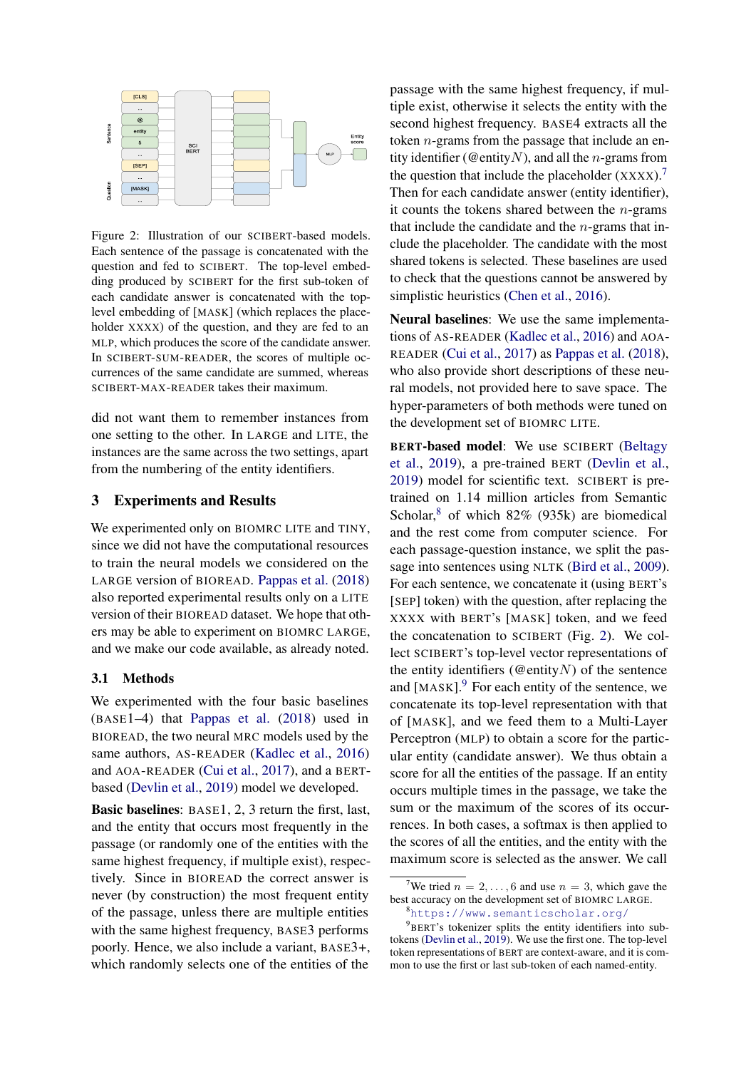Figure 2: Illustration of our SCIBERT-based models. Each sentence of the passage is concatenated with the question and fed to SCIBERT. The top-level embedding produced by SCIBERT for the first sub-token of each candidate answer is concatenated with the top-level embedding of [MASK] (which replaces the placeholder XXXX) of the question, and they are fed to an MLP, which produces the score of the candidate answer. In SCIBERT-SUM-READER, the scores of multiple occurrences of the same candidate are summed, whereas SCIBERT-MAX-READER takes their maximum.

did not want them to remember instances from one setting to the other. In LARGE and LITE, the instances are the same across the two settings, apart from the numbering of the entity identifiers.

## 3 Experiments and Results

We experimented only on BIOMRC LITE and TINY, since we did not have the computational resources to train the neural models we considered on the LARGE version of BIOREAD. Pappas et al. (2018) also reported experimental results only on a LITE version of their BIOREAD dataset. We hope that others may be able to experiment on BIOMRC LARGE, and we make our code available, as already noted.

### 3.1 Methods

We experimented with the four basic baselines (BASE1–4) that Pappas et al. (2018) used in BIOREAD, the two neural MRC models used by the same authors, AS-READER (Kadlec et al., 2016) and AOA-READER (Cui et al., 2017), and a BERT-based (Devlin et al., 2019) model we developed.

**Basic baselines**: BASE1, 2, 3 return the first, last, and the entity that occurs most frequently in the passage (or randomly one of the entities with the same highest frequency, if multiple exist), respectively. Since in BIOREAD the correct answer is never (by construction) the most frequent entity of the passage, unless there are multiple entities with the same highest frequency, BASE3 performs poorly. Hence, we also include a variant, BASE3+, which randomly selects one of the entities of the passage with the same highest frequency, if multiple exist, otherwise it selects the entity with the second highest frequency. BASE4 extracts all the token $n$-grams from the passage that include an entity identifier (@entity$N$), and all the $n$-grams from the question that include the placeholder (XXXX).[7] Then for each candidate answer (entity identifier), it counts the tokens shared between the $n$-grams that include the candidate and the $n$-grams that include the placeholder. The candidate with the most shared tokens is selected. These baselines are used to check that the questions cannot be answered by simplistic heuristics (Chen et al., 2016).

**Neural baselines**: We use the same implementations of AS-READER (Kadlec et al., 2016) and AOA-READER (Cui et al., 2017) as Pappas et al. (2018), who also provide short descriptions of these neural models, not provided here to save space. The hyper-parameters of both methods were tuned on the development set of BIOMRC LITE.

**BERT-based model**: We use SCIBERT (Beltagy et al., 2019), a pre-trained BERT (Devlin et al., 2019) model for scientific text. SCIBERT is pre-trained on 1.14 million articles from Semantic Scholar,[8] of which 82% (935k) are biomedical and the rest come from computer science. For each passage-question instance, we split the passage into sentences using NLTK (Bird et al., 2009). For each sentence, we concatenate it (using BERT's [SEP] token) with the question, after replacing the XXXX with BERT's [MASK] token, and we feed the concatenation to SCIBERT (Fig. 2). We collect SCIBERT's top-level vector representations of the entity identifiers (@entity$N$) of the sentence and [MASK].[9] For each entity of the sentence, we concatenate its top-level representation with that of [MASK], and we feed them to a Multi-Layer Perceptron (MLP) to obtain a score for the particular entity (candidate answer). We thus obtain a score for all the entities of the passage. If an entity occurs multiple times in the passage, we take the sum or the maximum of the scores of its occurrences. In both cases, a softmax is then applied to the scores of all the entities, and the entity with the maximum score is selected as the answer. We call

[7] We tried $n = 2, \dots, 6$ and use $n = 3$, which gave the best accuracy on the development set of BIOMRC LARGE.

[8] https://www.semanticscholar.org/

[9] BERT's tokenizer splits the entity identifiers into sub-tokens (Devlin et al., 2019). We use the first one. The top-level token representations of BERT are context-aware, and it is common to use the first or last sub-token of each named-entity.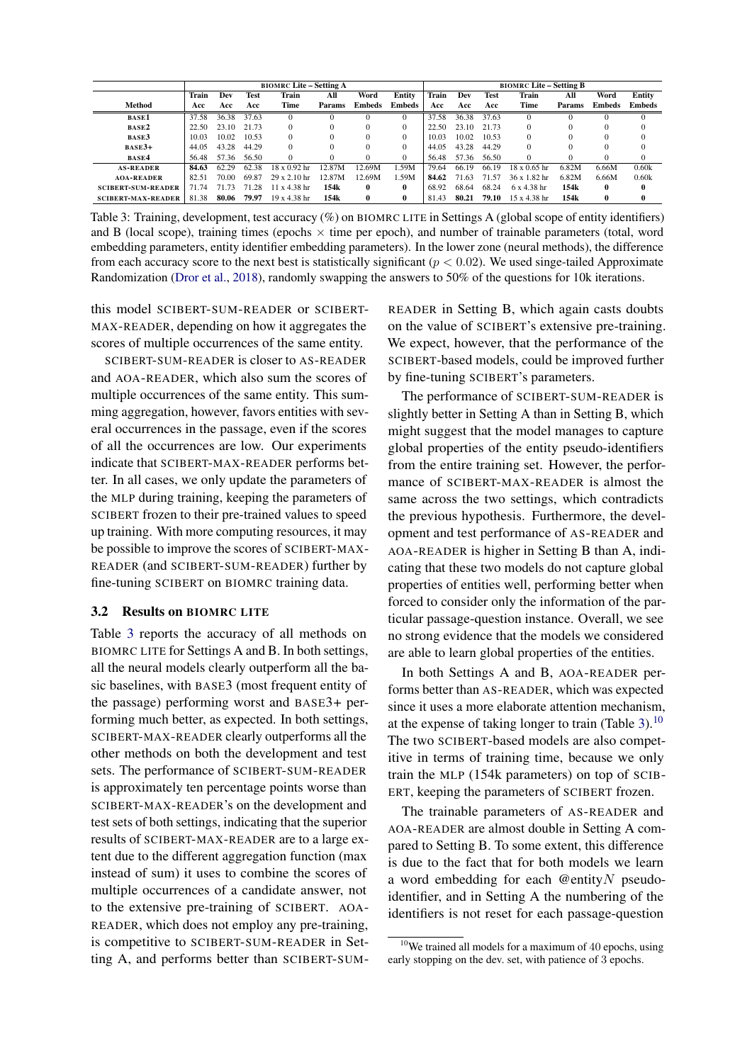| | BIOMRC Lite – Setting A | | | | | | | BIOMRC Lite – Setting B | | | | | | |
|---|---|---|---|---|---|---|---|---|---|---|---|---|---|---|
| Method | Train Acc | Dev Acc | Test Acc | Train Time | All Params | Word Embeds | Entity Embeds | Train Acc | Dev Acc | Test Acc | Train Time | All Params | Word Embeds | Entity Embeds |
| BASE1 | 37.58 | 36.38 | 37.63 | 0 | 0 | 0 | 0 | 37.58 | 36.38 | 37.63 | 0 | 0 | 0 | 0 |
| BASE2 | 22.50 | 23.10 | 21.73 | 0 | 0 | 0 | 0 | 22.50 | 23.10 | 21.73 | 0 | 0 | 0 | 0 |
| BASE3 | 10.03 | 10.02 | 10.53 | 0 | 0 | 0 | 0 | 10.03 | 10.02 | 10.53 | 0 | 0 | 0 | 0 |
| BASE3+ | 44.05 | 43.28 | 44.29 | 0 | 0 | 0 | 0 | 44.05 | 43.28 | 44.29 | 0 | 0 | 0 | 0 |
| BASE4 | 56.48 | 57.36 | 56.50 | 0 | 0 | 0 | 0 | 56.48 | 57.36 | 56.50 | 0 | 0 | 0 | 0 |
| AS-READER | **84.63** | 62.29 | 62.38 | 18 x 0.92 hr | 12.87M | 12.69M | 1.59M | 79.64 | 66.19 | 66.19 | 18 x 0.65 hr | 6.82M | 6.66M | 0.60k |
| AOA-READER | 82.51 | 70.00 | 69.87 | 29 x 2.10 hr | 12.87M | 12.69M | 1.59M | **84.62** | 71.63 | 71.57 | 36 x 1.82 hr | 6.82M | 6.66M | 0.60k |
| SCIBERT-SUM-READER | 71.74 | 71.73 | 71.28 | 11 x 4.38 hr | **154k** | **0** | **0** | 68.92 | 68.64 | 68.24 | 6 x 4.38 hr | **154k** | **0** | **0** |
| SCIBERT-MAX-READER | 81.38 | **80.06** | **79.97** | 19 x 4.38 hr | **154k** | **0** | **0** | 81.43 | **80.21** | **79.10** | 15 x 4.38 hr | **154k** | **0** | **0** |

Table 3: Training, development, test accuracy (%) on BIOMRC LITE in Settings A (global scope of entity identifiers) and B (local scope), training times (epochs × time per epoch), and number of trainable parameters (total, word embedding parameters, entity identifier embedding parameters). In the lower zone (neural methods), the difference from each accuracy score to the next best is statistically significant ($p < 0.02$). We used singe-tailed Approximate Randomization (Dror et al., 2018), randomly swapping the answers to 50% of the questions for 10k iterations.

this model SCIBERT-SUM-READER or SCIBERT-MAX-READER, depending on how it aggregates the scores of multiple occurrences of the same entity.

SCIBERT-SUM-READER is closer to AS-READER and AOA-READER, which also sum the scores of multiple occurrences of the same entity. This summing aggregation, however, favors entities with several occurrences in the passage, even if the scores of all the occurrences are low. Our experiments indicate that SCIBERT-MAX-READER performs better. In all cases, we only update the parameters of the MLP during training, keeping the parameters of SCIBERT frozen to their pre-trained values to speed up training. With more computing resources, it may be possible to improve the scores of SCIBERT-MAX-READER (and SCIBERT-SUM-READER) further by fine-tuning SCIBERT on BIOMRC training data.

### 3.2 Results on BIOMRC LITE

Table 3 reports the accuracy of all methods on BIOMRC LITE for Settings A and B. In both settings, all the neural models clearly outperform all the basic baselines, with BASE3 (most frequent entity of the passage) performing worst and BASE3+ performing much better, as expected. In both settings, SCIBERT-MAX-READER clearly outperforms all the other methods on both the development and test sets. The performance of SCIBERT-SUM-READER is approximately ten percentage points worse than SCIBERT-MAX-READER's on the development and test sets of both settings, indicating that the superior results of SCIBERT-MAX-READER are to a large extent due to the different aggregation function (max instead of sum) it uses to combine the scores of multiple occurrences of a candidate answer, not to the extensive pre-training of SCIBERT. AOA-READER, which does not employ any pre-training, is competitive to SCIBERT-SUM-READER in Setting A, and performs better than SCIBERT-SUM-READER in Setting B, which again casts doubts on the value of SCIBERT's extensive pre-training. We expect, however, that the performance of the SCIBERT-based models, could be improved further by fine-tuning SCIBERT's parameters.

The performance of SCIBERT-SUM-READER is slightly better in Setting A than in Setting B, which might suggest that the model manages to capture global properties of the entity pseudo-identifiers from the entire training set. However, the performance of SCIBERT-MAX-READER is almost the same across the two settings, which contradicts the previous hypothesis. Furthermore, the development and test performance of AS-READER and AOA-READER is higher in Setting B than A, indicating that these two models do not capture global properties of entities well, performing better when forced to consider only the information of the particular passage-question instance. Overall, we see no strong evidence that the models we considered are able to learn global properties of the entities.

In both Settings A and B, AOA-READER performs better than AS-READER, which was expected since it uses a more elaborate attention mechanism, at the expense of taking longer to train (Table 3).[10] The two SCIBERT-based models are also competitive in terms of training time, because we only train the MLP (154k parameters) on top of SCIBERT, keeping the parameters of SCIBERT frozen.

The trainable parameters of AS-READER and AOA-READER are almost double in Setting A compared to Setting B. To some extent, this difference is due to the fact that for both models we learn a word embedding for each @entity$N$ pseudo-identifier, and in Setting A the numbering of the identifiers is not reset for each passage-question

[10] We trained all models for a maximum of 40 epochs, using early stopping on the dev. set, with patience of 3 epochs.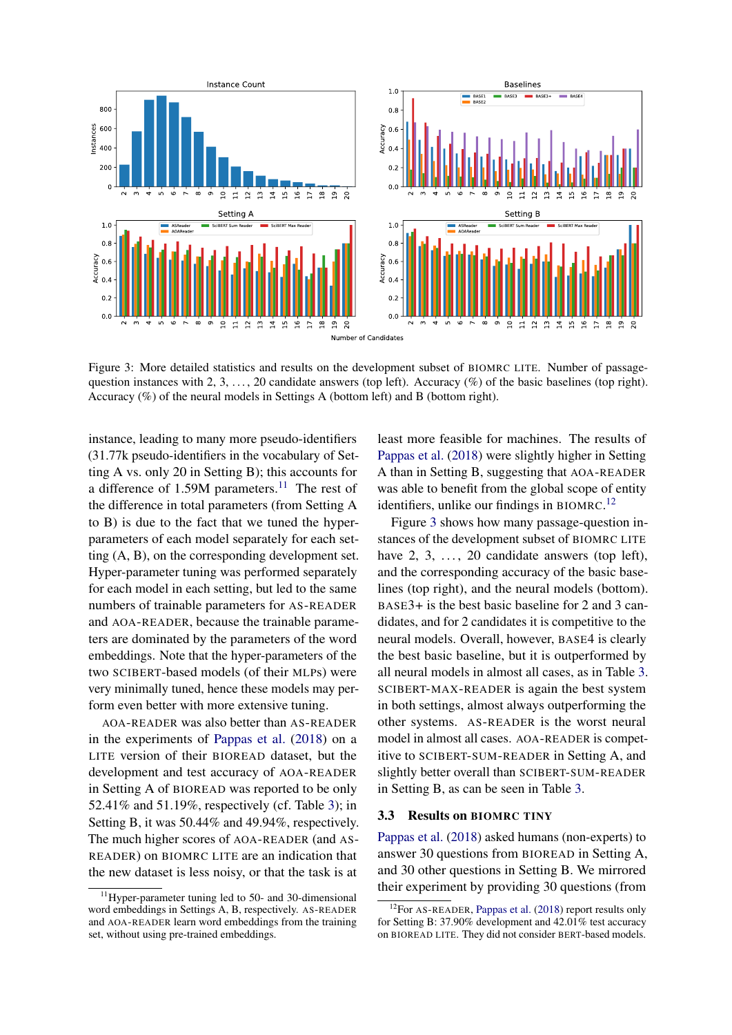Figure 3: More detailed statistics and results on the development subset of BIOMRC LITE. Number of passage-question instances with 2, 3, . . . , 20 candidate answers (top left). Accuracy (%) of the basic baselines (top right). Accuracy (%) of the neural models in Settings A (bottom left) and B (bottom right).

instance, leading to many more pseudo-identifiers (31.77k pseudo-identifiers in the vocabulary of Setting A vs. only 20 in Setting B); this accounts for a difference of 1.59M parameters.[11] The rest of the difference in total parameters (from Setting A to B) is due to the fact that we tuned the hyper-parameters of each model separately for each setting (A, B), on the corresponding development set. Hyper-parameter tuning was performed separately for each model in each setting, but led to the same numbers of trainable parameters for AS-READER and AOA-READER, because the trainable parameters are dominated by the parameters of the word embeddings. Note that the hyper-parameters of the two SCIBERT-based models (of their MLPs) were very minimally tuned, hence these models may perform even better with more extensive tuning.

AOA-READER was also better than AS-READER in the experiments of Pappas et al. (2018) on a LITE version of their BIOREAD dataset, but the development and test accuracy of AOA-READER in Setting A of BIOREAD was reported to be only 52.41% and 51.19%, respectively (cf. Table 3); in Setting B, it was 50.44% and 49.94%, respectively. The much higher scores of AOA-READER (and AS-READER) on BIOMRC LITE are an indication that the new dataset is less noisy, or that the task is at least more feasible for machines. The results of Pappas et al. (2018) were slightly higher in Setting A than in Setting B, suggesting that AOA-READER was able to benefit from the global scope of entity identifiers, unlike our findings in BIOMRC.[12]

Figure 3 shows how many passage-question instances of the development subset of BIOMRC LITE have 2, 3, . . . , 20 candidate answers (top left), and the corresponding accuracy of the basic baselines (top right), and the neural models (bottom). BASE3+ is the best basic baseline for 2 and 3 candidates, and for 2 candidates it is competitive to the neural models. Overall, however, BASE4 is clearly the best basic baseline, but it is outperformed by all neural models in almost all cases, as in Table 3. SCIBERT-MAX-READER is again the best system in both settings, almost always outperforming the other systems. AS-READER is the worst neural model in almost all cases. AOA-READER is competitive to SCIBERT-SUM-READER in Setting A, and slightly better overall than SCIBERT-SUM-READER in Setting B, as can be seen in Table 3.

### 3.3 Results on BIOMRC TINY

Pappas et al. (2018) asked humans (non-experts) to answer 30 questions from BIOREAD in Setting A, and 30 other questions in Setting B. We mirrored their experiment by providing 30 questions (from

[11] Hyper-parameter tuning led to 50- and 30-dimensional word embeddings in Settings A, B, respectively. AS-READER and AOA-READER learn word embeddings from the training set, without using pre-trained embeddings.

[12] For AS-READER, Pappas et al. (2018) report results only for Setting B: 37.90% development and 42.01% test accuracy on BIOREAD LITE. They did not consider BERT-based models.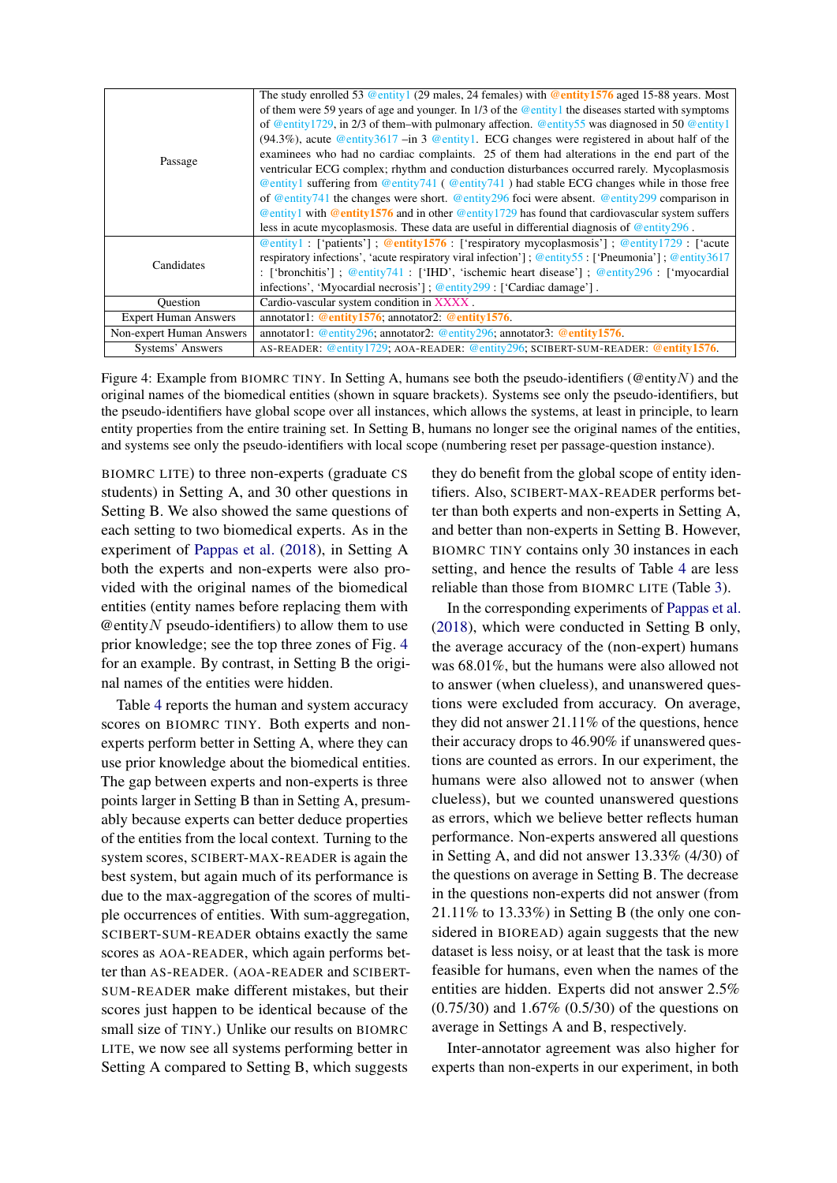| | |
|---|---|
| Passage | The study enrolled 53 @entity1 (29 males, 24 females) with @entity1576 aged 15-88 years. Most of them were 59 years of age and younger. In 1/3 of the @entity1 the diseases started with symptoms of @entity1729, in 2/3 of them–with pulmonary affection. @entity55 was diagnosed in 50 @entity1 (94.3%), acute @entity3617 –in 3 @entity1. ECG changes were registered in about half of the examinees who had no cardiac complaints. 25 of them had alterations in the end part of the ventricular ECG complex; rhythm and conduction disturbances occurred rarely. Mycoplasmosis @entity1 suffering from @entity741 ( @entity741 ) had stable ECG changes while in those free of @entity741 the changes were short. @entity296 foci were absent. @entity299 comparison in @entity1 with @entity1576 and in other @entity1729 has found that cardiovascular system suffers less in acute mycoplasmosis. These data are useful in differential diagnosis of @entity296 . |
| Candidates | @entity1 : ['patients'] ; @entity1576 : ['respiratory mycoplasmosis'] ; @entity1729 : ['acute respiratory infections', 'acute respiratory viral infection'] ; @entity55 : ['Pneumonia'] ; @entity3617 : ['bronchitis'] ; @entity741 : ['IHD', 'ischemic heart disease'] ; @entity296 : ['myocardial infections', 'Myocardial necrosis'] ; @entity299 : ['Cardiac damage'] . |
| Question | Cardio-vascular system condition in XXXX . |
| Expert Human Answers | annotator1: @entity1576; annotator2: @entity1576. |
| Non-expert Human Answers | annotator1: @entity296; annotator2: @entity296; annotator3: @entity1576. |
| Systems' Answers | AS-READER: @entity1729; AOA-READER: @entity296; SCIBERT-SUM-READER: @entity1576. |

Figure 4: Example from BIOMRC TINY. In Setting A, humans see both the pseudo-identifiers (@entity$N$) and the original names of the biomedical entities (shown in square brackets). Systems see only the pseudo-identifiers, but the pseudo-identifiers have global scope over all instances, which allows the systems, at least in principle, to learn entity properties from the entire training set. In Setting B, humans no longer see the original names of the entities, and systems see only the pseudo-identifiers with local scope (numbering reset per passage-question instance).

BIOMRC LITE) to three non-experts (graduate CS students) in Setting A, and 30 other questions in Setting B. We also showed the same questions of each setting to two biomedical experts. As in the experiment of Pappas et al. (2018), in Setting A both the experts and non-experts were also provided with the original names of the biomedical entities (entity names before replacing them with @entity$N$ pseudo-identifiers) to allow them to use prior knowledge; see the top three zones of Fig. 4 for an example. By contrast, in Setting B the original names of the entities were hidden.

Table 4 reports the human and system accuracy scores on BIOMRC TINY. Both experts and non-experts perform better in Setting A, where they can use prior knowledge about the biomedical entities. The gap between experts and non-experts is three points larger in Setting B than in Setting A, presumably because experts can better deduce properties of the entities from the local context. Turning to the system scores, SCIBERT-MAX-READER is again the best system, but again much of its performance is due to the max-aggregation of the scores of multiple occurrences of entities. With sum-aggregation, SCIBERT-SUM-READER obtains exactly the same scores as AOA-READER, which again performs better than AS-READER. (AOA-READER and SCIBERT-SUM-READER make different mistakes, but their scores just happen to be identical because of the small size of TINY.) Unlike our results on BIOMRC LITE, we now see all systems performing better in Setting A compared to Setting B, which suggests they do benefit from the global scope of entity identifiers. Also, SCIBERT-MAX-READER performs better than both experts and non-experts in Setting A, and better than non-experts in Setting B. However, BIOMRC TINY contains only 30 instances in each setting, and hence the results of Table 4 are less reliable than those from BIOMRC LITE (Table 3).

In the corresponding experiments of Pappas et al. (2018), which were conducted in Setting B only, the average accuracy of the (non-expert) humans was 68.01%, but the humans were also allowed not to answer (when clueless), and unanswered questions were excluded from accuracy. On average, they did not answer 21.11% of the questions, hence their accuracy drops to 46.90% if unanswered questions are counted as errors. In our experiment, the humans were also allowed not to answer (when clueless), but we counted unanswered questions as errors, which we believe better reflects human performance. Non-experts answered all questions in Setting A, and did not answer 13.33% (4/30) of the questions on average in Setting B. The decrease in the questions non-experts did not answer (from 21.11% to 13.33%) in Setting B (the only one considered in BIOREAD) again suggests that the new dataset is less noisy, or at least that the task is more feasible for humans, even when the names of the entities are hidden. Experts did not answer 2.5% (0.75/30) and 1.67% (0.5/30) of the questions on average in Settings A and B, respectively.

Inter-annotator agreement was also higher for experts than non-experts in our experiment, in both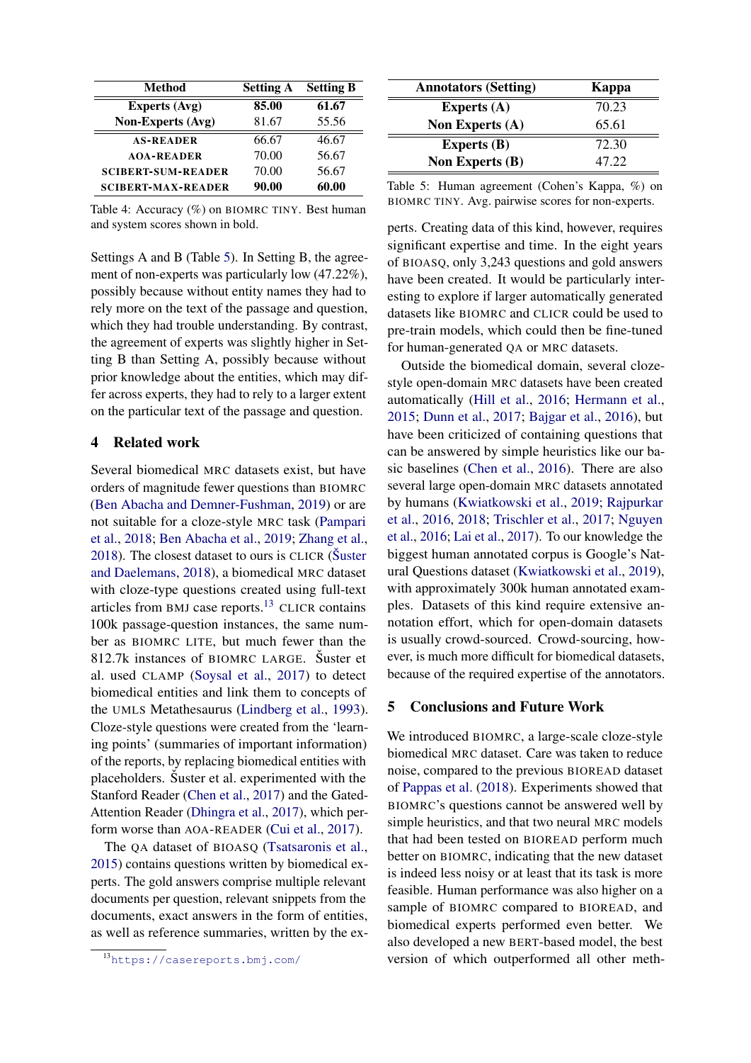| Method | Setting A | Setting B |
|---|---|---|
| **Experts (Avg)** | **85.00** | **61.67** |
| **Non-Experts (Avg)** | 81.67 | 55.56 |
| AS-READER | 66.67 | 46.67 |
| AOA-READER | 70.00 | 56.67 |
| SCIBERT-SUM-READER | 70.00 | 56.67 |
| SCIBERT-MAX-READER | **90.00** | **60.00** |

Table 4: Accuracy (%) on BIOMRC TINY. Best human and system scores shown in bold.

| Annotators (Setting) | Kappa |
|---|---|
| **Experts (A)** | 70.23 |
| **Non Experts (A)** | 65.61 |
| **Experts (B)** | 72.30 |
| **Non Experts (B)** | 47.22 |

Table 5: Human agreement (Cohen's Kappa, %) on BIOMRC TINY. Avg. pairwise scores for non-experts.

Settings A and B (Table 5). In Setting B, the agreement of non-experts was particularly low (47.22%), possibly because without entity names they had to rely more on the text of the passage and question, which they had trouble understanding. By contrast, the agreement of experts was slightly higher in Setting B than Setting A, possibly because without prior knowledge about the entities, which may differ across experts, they had to rely to a larger extent on the particular text of the passage and question.

## 4 Related work

Several biomedical MRC datasets exist, but have orders of magnitude fewer questions than BIOMRC (Ben Abacha and Demner-Fushman, 2019) or are not suitable for a cloze-style MRC task (Pampari et al., 2018; Ben Abacha et al., 2019; Zhang et al., 2018). The closest dataset to ours is CLICR (Šuster and Daelemans, 2018), a biomedical MRC dataset with cloze-type questions created using full-text articles from BMJ case reports.[13] CLICR contains 100k passage-question instances, the same number as BIOMRC LITE, but much fewer than the 812.7k instances of BIOMRC LARGE. Šuster et al. used CLAMP (Soysal et al., 2017) to detect biomedical entities and link them to concepts of the UMLS Metathesaurus (Lindberg et al., 1993). Cloze-style questions were created from the 'learning points' (summaries of important information) of the reports, by replacing biomedical entities with placeholders. Šuster et al. experimented with the Stanford Reader (Chen et al., 2017) and the Gated-Attention Reader (Dhingra et al., 2017), which perform worse than AOA-READER (Cui et al., 2017).

The QA dataset of BIOASQ (Tsatsaronis et al., 2015) contains questions written by biomedical experts. The gold answers comprise multiple relevant documents per question, relevant snippets from the documents, exact answers in the form of entities, as well as reference summaries, written by the experts. Creating data of this kind, however, requires significant expertise and time. In the eight years of BIOASQ, only 3,243 questions and gold answers have been created. It would be particularly interesting to explore if larger automatically generated datasets like BIOMRC and CLICR could be used to pre-train models, which could then be fine-tuned for human-generated QA or MRC datasets.

Outside the biomedical domain, several cloze-style open-domain MRC datasets have been created automatically (Hill et al., 2016; Hermann et al., 2015; Dunn et al., 2017; Bajgar et al., 2016), but have been criticized of containing questions that can be answered by simple heuristics like our basic baselines (Chen et al., 2016). There are also several large open-domain MRC datasets annotated by humans (Kwiatkowski et al., 2019; Rajpurkar et al., 2016, 2018; Trischler et al., 2017; Nguyen et al., 2016; Lai et al., 2017). To our knowledge the biggest human annotated corpus is Google's Natural Questions dataset (Kwiatkowski et al., 2019), with approximately 300k human annotated examples. Datasets of this kind require extensive annotation effort, which for open-domain datasets is usually crowd-sourced. Crowd-sourcing, however, is much more difficult for biomedical datasets, because of the required expertise of the annotators.

## 5 Conclusions and Future Work

We introduced BIOMRC, a large-scale cloze-style biomedical MRC dataset. Care was taken to reduce noise, compared to the previous BIOREAD dataset of Pappas et al. (2018). Experiments showed that BIOMRC's questions cannot be answered well by simple heuristics, and that two neural MRC models that had been tested on BIOREAD perform much better on BIOMRC, indicating that the new dataset is indeed less noisy or at least that its task is more feasible. Human performance was also higher on a sample of BIOMRC compared to BIOREAD, and biomedical experts performed even better. We also developed a new BERT-based model, the best version of which outperformed all other meth-

[13] https://casereports.bmj.com/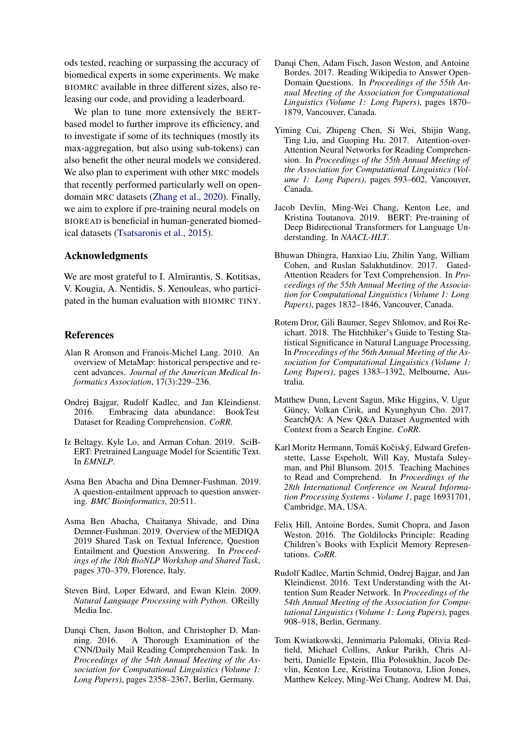ods tested, reaching or surpassing the accuracy of biomedical experts in some experiments. We make BIOMRC available in three different sizes, also releasing our code, and providing a leaderboard.

We plan to tune more extensively the BERT-based model to further improve its efficiency, and to investigate if some of its techniques (mostly its max-aggregation, but also using sub-tokens) can also benefit the other neural models we considered. We also plan to experiment with other MRC models that recently performed particularly well on open-domain MRC datasets (Zhang et al., 2020). Finally, we aim to explore if pre-training neural models on BIOREAD is beneficial in human-generated biomedical datasets (Tsatsaronis et al., 2015).

## Acknowledgments

We are most grateful to I. Almirantis, S. Kotitsas, V. Kougia, A. Nentidis, S. Xenouleas, who participated in the human evaluation with BIOMRC TINY.

## References

Alan R Aronson and Franois-Michel Lang. 2010. An overview of MetaMap: historical perspective and recent advances. *Journal of the American Medical Informatics Association*, 17(3):229–236.

Ondrej Bajgar, Rudolf Kadlec, and Jan Kleindienst. 2016. Embracing data abundance: BookTest Dataset for Reading Comprehension. *CoRR*.

Iz Beltagy, Kyle Lo, and Arman Cohan. 2019. SciBERT: Pretrained Language Model for Scientific Text. In *EMNLP*.

Asma Ben Abacha and Dina Demner-Fushman. 2019. A question-entailment approach to question answering. *BMC Bioinformatics*, 20:511.

Asma Ben Abacha, Chaitanya Shivade, and Dina Demner-Fushman. 2019. Overview of the MEDIQA 2019 Shared Task on Textual Inference, Question Entailment and Question Answering. In *Proceedings of the 18th BioNLP Workshop and Shared Task*, pages 370–379, Florence, Italy.

Steven Bird, Loper Edward, and Ewan Klein. 2009. *Natural Language Processing with Python*. OReilly Media Inc.

Danqi Chen, Jason Bolton, and Christopher D. Manning. 2016. A Thorough Examination of the CNN/Daily Mail Reading Comprehension Task. In *Proceedings of the 54th Annual Meeting of the Association for Computational Linguistics (Volume 1: Long Papers)*, pages 2358–2367, Berlin, Germany.

Danqi Chen, Adam Fisch, Jason Weston, and Antoine Bordes. 2017. Reading Wikipedia to Answer Open-Domain Questions. In *Proceedings of the 55th Annual Meeting of the Association for Computational Linguistics (Volume 1: Long Papers)*, pages 1870–1879, Vancouver, Canada.

Yiming Cui, Zhipeng Chen, Si Wei, Shijin Wang, Ting Liu, and Guoping Hu. 2017. Attention-over-Attention Neural Networks for Reading Comprehension. In *Proceedings of the 55th Annual Meeting of the Association for Computational Linguistics (Volume 1: Long Papers)*, pages 593–602, Vancouver, Canada.

Jacob Devlin, Ming-Wei Chang, Kenton Lee, and Kristina Toutanova. 2019. BERT: Pre-training of Deep Bidirectional Transformers for Language Understanding. In *NAACL-HLT*.

Bhuwan Dhingra, Hanxiao Liu, Zhilin Yang, William Cohen, and Ruslan Salakhutdinov. 2017. Gated-Attention Readers for Text Comprehension. In *Proceedings of the 55th Annual Meeting of the Association for Computational Linguistics (Volume 1: Long Papers)*, pages 1832–1846, Vancouver, Canada.

Rotem Dror, Gili Baumer, Segev Shlomov, and Roi Reichart. 2018. The Hitchhiker's Guide to Testing Statistical Significance in Natural Language Processing. In *Proceedings of the 56th Annual Meeting of the Association for Computational Linguistics (Volume 1: Long Papers)*, pages 1383–1392, Melbourne, Australia.

Matthew Dunn, Levent Sagun, Mike Higgins, V. Ugur Güney, Volkan Cirik, and Kyunghyun Cho. 2017. SearchQA: A New Q&A Dataset Augmented with Context from a Search Engine. *CoRR*.

Karl Moritz Hermann, Tomáš Kočiský, Edward Grefenstette, Lasse Espeholt, Will Kay, Mustafa Suleyman, and Phil Blunsom. 2015. Teaching Machines to Read and Comprehend. In *Proceedings of the 28th International Conference on Neural Information Processing Systems - Volume 1*, page 16931701, Cambridge, MA, USA.

Felix Hill, Antoine Bordes, Sumit Chopra, and Jason Weston. 2016. The Goldilocks Principle: Reading Children's Books with Explicit Memory Representations. *CoRR*.

Rudolf Kadlec, Martin Schmid, Ondrej Bajgar, and Jan Kleindienst. 2016. Text Understanding with the Attention Sum Reader Network. In *Proceedings of the 54th Annual Meeting of the Association for Computational Linguistics (Volume 1: Long Papers)*, pages 908–918, Berlin, Germany.

Tom Kwiatkowski, Jennimaria Palomaki, Olivia Redfield, Michael Collins, Ankur Parikh, Chris Alberti, Danielle Epstein, Illia Polosukhin, Jacob Devlin, Kenton Lee, Kristina Toutanova, Llion Jones, Matthew Kelcey, Ming-Wei Chang, Andrew M. Dai,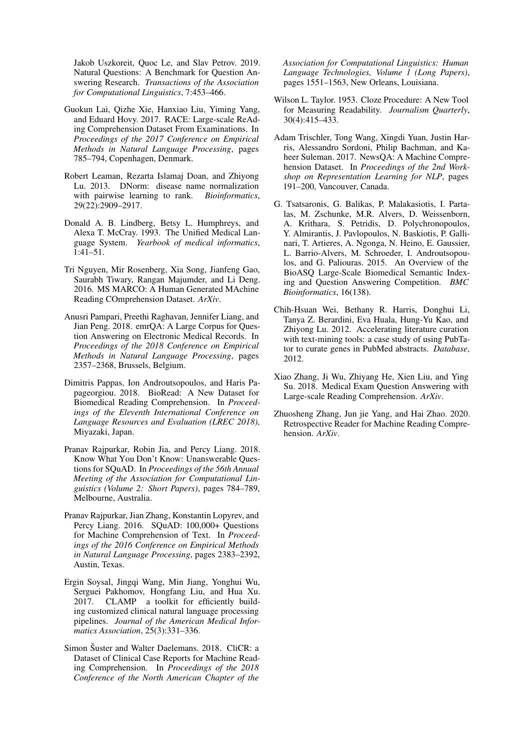Jakob Uszkoreit, Quoc Le, and Slav Petrov. 2019. Natural Questions: A Benchmark for Question Answering Research. *Transactions of the Association for Computational Linguistics*, 7:453–466.

Guokun Lai, Qizhe Xie, Hanxiao Liu, Yiming Yang, and Eduard Hovy. 2017. RACE: Large-scale ReAding Comprehension Dataset From Examinations. In *Proceedings of the 2017 Conference on Empirical Methods in Natural Language Processing*, pages 785–794, Copenhagen, Denmark.

Robert Leaman, Rezarta Islamaj Doan, and Zhiyong Lu. 2013. DNorm: disease name normalization with pairwise learning to rank. *Bioinformatics*, 29(22):2909–2917.

Donald A. B. Lindberg, Betsy L. Humphreys, and Alexa T. McCray. 1993. The Unified Medical Language System. *Yearbook of medical informatics*, 1:41–51.

Tri Nguyen, Mir Rosenberg, Xia Song, Jianfeng Gao, Saurabh Tiwary, Rangan Majumder, and Li Deng. 2016. MS MARCO: A Human Generated MAchine Reading COmprehension Dataset. *ArXiv*.

Anusri Pampari, Preethi Raghavan, Jennifer Liang, and Jian Peng. 2018. emrQA: A Large Corpus for Question Answering on Electronic Medical Records. In *Proceedings of the 2018 Conference on Empirical Methods in Natural Language Processing*, pages 2357–2368, Brussels, Belgium.

Dimitris Pappas, Ion Androutsopoulos, and Haris Papageorgiou. 2018. BioRead: A New Dataset for Biomedical Reading Comprehension. In *Proceedings of the Eleventh International Conference on Language Resources and Evaluation (LREC 2018)*, Miyazaki, Japan.

Pranav Rajpurkar, Robin Jia, and Percy Liang. 2018. Know What You Don't Know: Unanswerable Questions for SQuAD. In *Proceedings of the 56th Annual Meeting of the Association for Computational Linguistics (Volume 2: Short Papers)*, pages 784–789, Melbourne, Australia.

Pranav Rajpurkar, Jian Zhang, Konstantin Lopyrev, and Percy Liang. 2016. SQuAD: 100,000+ Questions for Machine Comprehension of Text. In *Proceedings of the 2016 Conference on Empirical Methods in Natural Language Processing*, pages 2383–2392, Austin, Texas.

Ergin Soysal, Jingqi Wang, Min Jiang, Yonghui Wu, Serguei Pakhomov, Hongfang Liu, and Hua Xu. 2017. CLAMP a toolkit for efficiently building customized clinical natural language processing pipelines. *Journal of the American Medical Informatics Association*, 25(3):331–336.

Simon Šuster and Walter Daelemans. 2018. CliCR: a Dataset of Clinical Case Reports for Machine Reading Comprehension. In *Proceedings of the 2018 Conference of the North American Chapter of the Association for Computational Linguistics: Human Language Technologies, Volume 1 (Long Papers)*, pages 1551–1563, New Orleans, Louisiana.

Wilson L. Taylor. 1953. Cloze Procedure: A New Tool for Measuring Readability. *Journalism Quarterly*, 30(4):415–433.

Adam Trischler, Tong Wang, Xingdi Yuan, Justin Harris, Alessandro Sordoni, Philip Bachman, and Kaheer Suleman. 2017. NewsQA: A Machine Comprehension Dataset. In *Proceedings of the 2nd Workshop on Representation Learning for NLP*, pages 191–200, Vancouver, Canada.

G. Tsatsaronis, G. Balikas, P. Malakasiotis, I. Partalas, M. Zschunke, M.R. Alvers, D. Weissenborn, A. Krithara, S. Petridis, D. Polychronopoulos, Y. Almirantis, J. Pavlopoulos, N. Baskiotis, P. Gallinari, T. Artieres, A. Ngonga, N. Heino, E. Gaussier, L. Barrio-Alvers, M. Schroeder, I. Androutsopoulos, and G. Paliouras. 2015. An Overview of the BioASQ Large-Scale Biomedical Semantic Indexing and Question Answering Competition. *BMC Bioinformatics*, 16(138).

Chih-Hsuan Wei, Bethany R. Harris, Donghui Li, Tanya Z. Berardini, Eva Huala, Hung-Yu Kao, and Zhiyong Lu. 2012. Accelerating literature curation with text-mining tools: a case study of using PubTator to curate genes in PubMed abstracts. *Database*, 2012.

Xiao Zhang, Ji Wu, Zhiyang He, Xien Liu, and Ying Su. 2018. Medical Exam Question Answering with Large-scale Reading Comprehension. *ArXiv*.

Zhuosheng Zhang, Jun jie Yang, and Hai Zhao. 2020. Retrospective Reader for Machine Reading Comprehension. *ArXiv*.